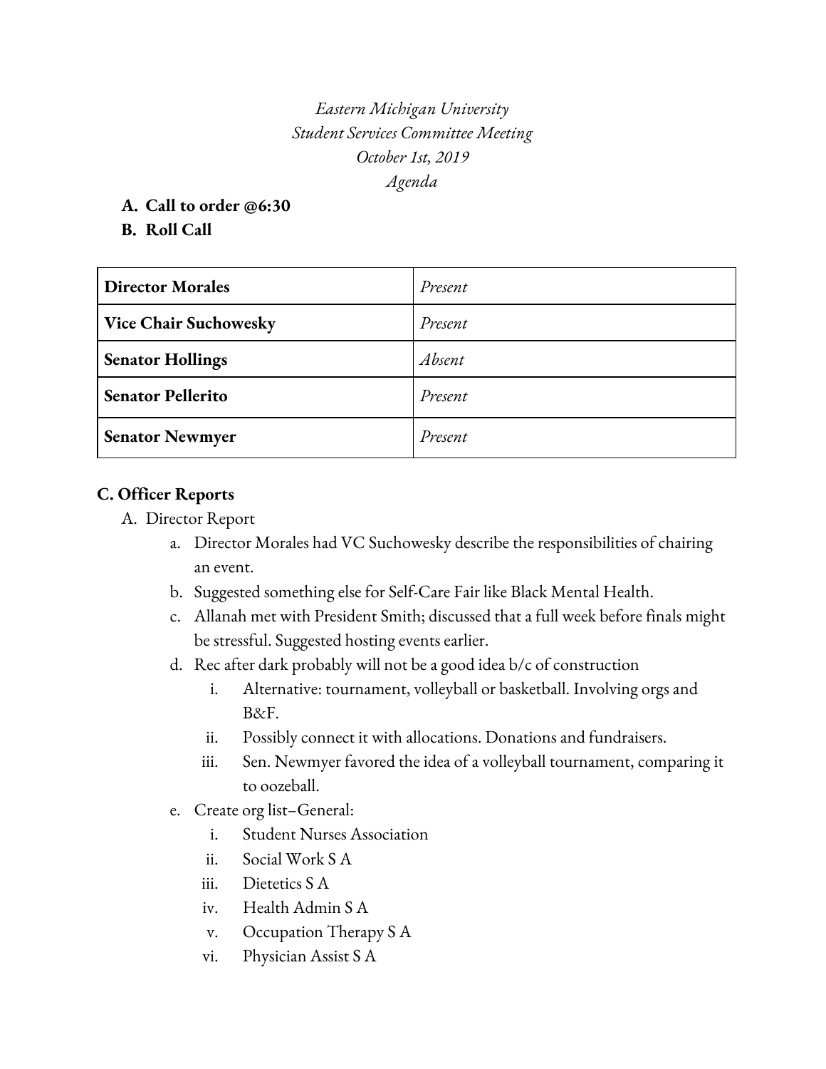*Eastern Michigan University*
*Student Services Committee Meeting*
*October 1st, 2019*
*Agenda*

**A. Call to order @6:30**

**B. Roll Call**

| | |
|---|---|
| **Director Morales** | *Present* |
| **Vice Chair Suchowesky** | *Present* |
| **Senator Hollings** | *Absent* |
| **Senator Pellerito** | *Present* |
| **Senator Newmyer** | *Present* |

**C. Officer Reports**

A. Director Report
   a. Director Morales had VC Suchowesky describe the responsibilities of chairing an event.
   b. Suggested something else for Self-Care Fair like Black Mental Health.
   c. Allanah met with President Smith; discussed that a full week before finals might be stressful. Suggested hosting events earlier.
   d. Rec after dark probably will not be a good idea b/c of construction
      i. Alternative: tournament, volleyball or basketball. Involving orgs and B&F.
      ii. Possibly connect it with allocations. Donations and fundraisers.
      iii. Sen. Newmyer favored the idea of a volleyball tournament, comparing it to oozeball.
   e. Create org list–General:
      i. Student Nurses Association
      ii. Social Work S A
      iii. Dietetics S A
      iv. Health Admin S A
      v. Occupation Therapy S A
      vi. Physician Assist S A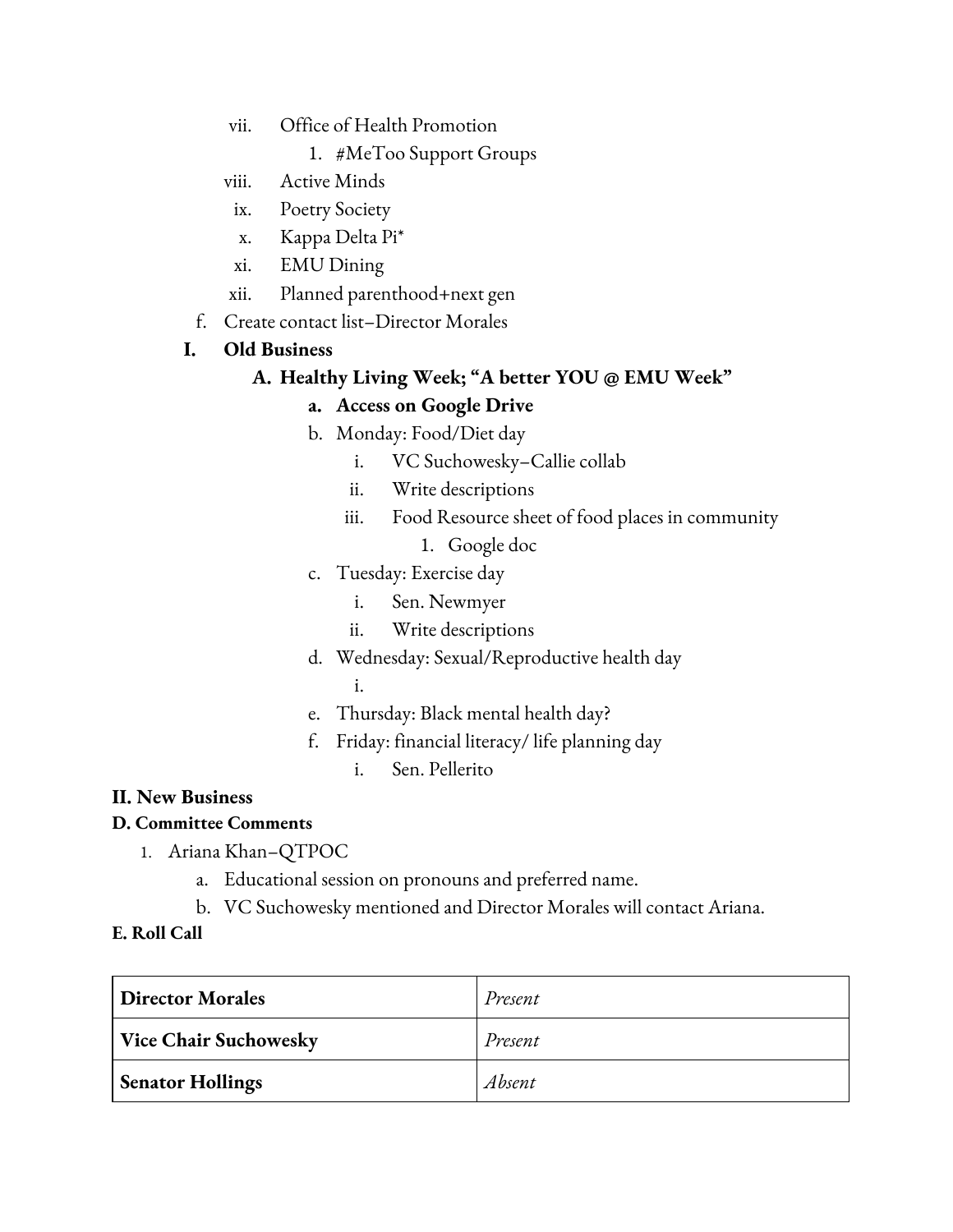vii. Office of Health Promotion
    1. #MeToo Support Groups
viii. Active Minds
ix. Poetry Society
x. Kappa Delta Pi*
xi. EMU Dining
xii. Planned parenthood+next gen

f. Create contact list–Director Morales

**I. Old Business**

**A. Healthy Living Week; "A better YOU @ EMU Week"**

- **a. Access on Google Drive**
- b. Monday: Food/Diet day
    - i. VC Suchowesky–Callie collab
    - ii. Write descriptions
    - iii. Food Resource sheet of food places in community
        1. Google doc
- c. Tuesday: Exercise day
    - i. Sen. Newmyer
    - ii. Write descriptions
- d. Wednesday: Sexual/Reproductive health day
    - i.
- e. Thursday: Black mental health day?
- f. Friday: financial literacy/ life planning day
    - i. Sen. Pellerito

**II. New Business**

**D. Committee Comments**

1. Ariana Khan–QTPOC
    - a. Educational session on pronouns and preferred name.
    - b. VC Suchowesky mentioned and Director Morales will contact Ariana.

**E. Roll Call**

| | |
|---|---|
| **Director Morales** | *Present* |
| **Vice Chair Suchowesky** | *Present* |
| **Senator Hollings** | *Absent* |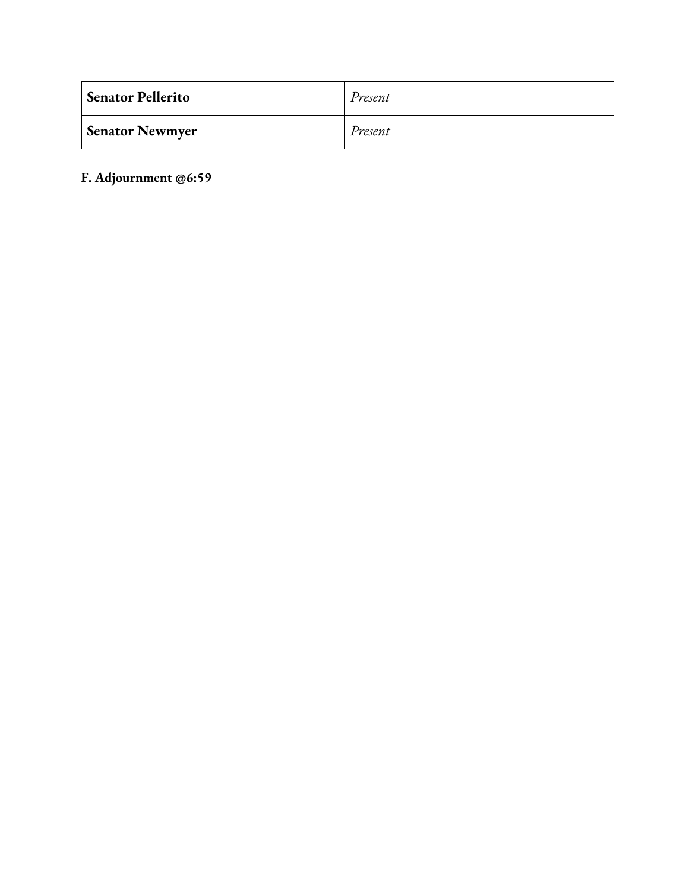| | |
|---|---|
| **Senator Pellerito** | *Present* |
| **Senator Newmyer** | *Present* |

**F. Adjournment @6:59**